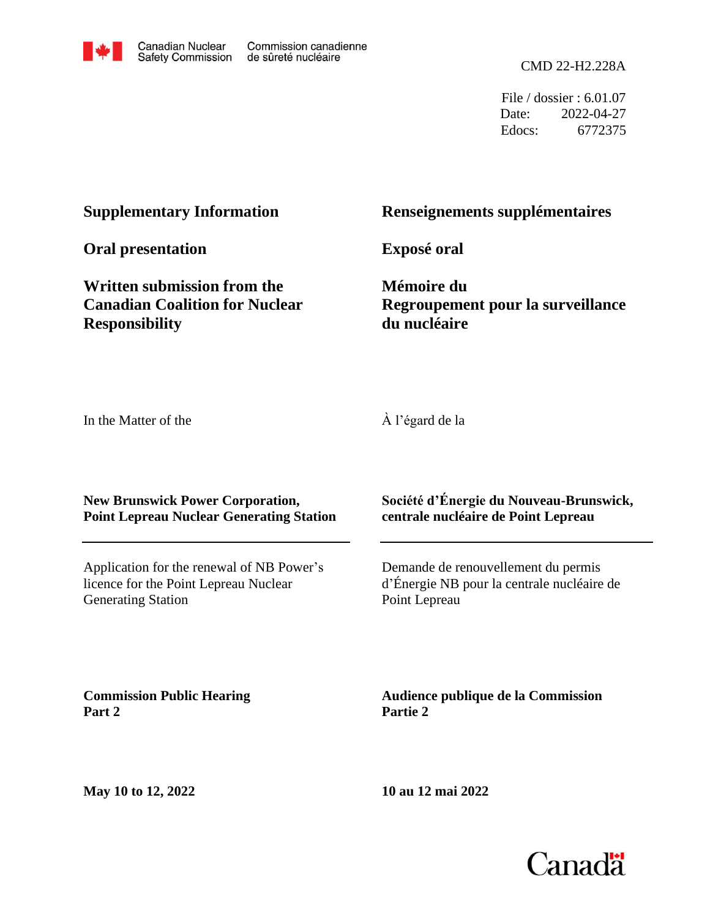Canadian Nuclear Safety Commission — Commission canadienne de sûreté nucléaire

CMD 22-H2.228A

File / dossier : 6.01.07
Date: 2022-04-27
Edocs: 6772375

**Supplementary Information**

**Oral presentation**

**Written submission from the Canadian Coalition for Nuclear Responsibility**

**Renseignements supplémentaires**

**Exposé oral**

**Mémoire du Regroupement pour la surveillance du nucléaire**

In the Matter of the

À l'égard de la

**New Brunswick Power Corporation, Point Lepreau Nuclear Generating Station**

**Société d'Énergie du Nouveau-Brunswick, centrale nucléaire de Point Lepreau**

Application for the renewal of NB Power's licence for the Point Lepreau Nuclear Generating Station

Demande de renouvellement du permis d'Énergie NB pour la centrale nucléaire de Point Lepreau

**Commission Public Hearing Part 2**

**Audience publique de la Commission Partie 2**

**May 10 to 12, 2022**

**10 au 12 mai 2022**

Canada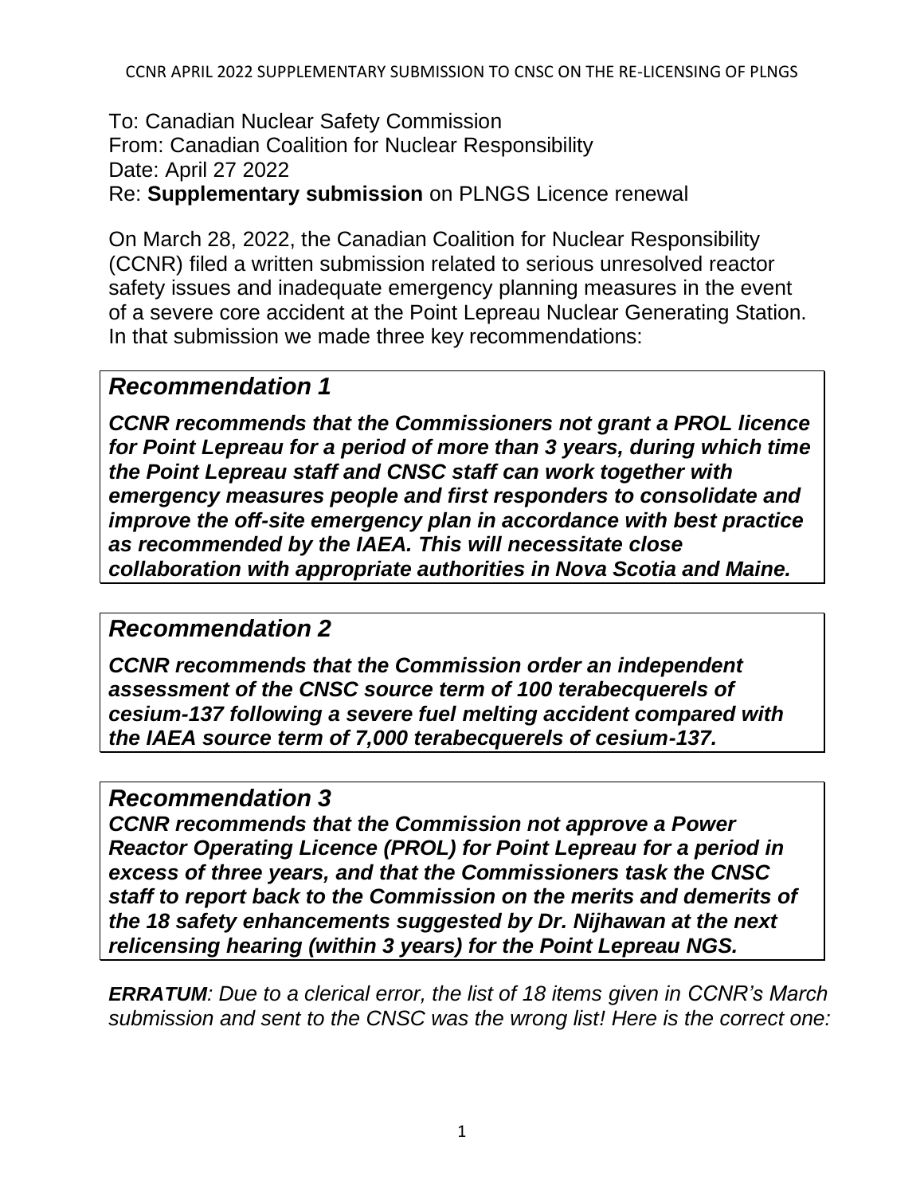To: Canadian Nuclear Safety Commission
From: Canadian Coalition for Nuclear Responsibility
Date: April 27 2022
Re: **Supplementary submission** on PLNGS Licence renewal

On March 28, 2022, the Canadian Coalition for Nuclear Responsibility (CCNR) filed a written submission related to serious unresolved reactor safety issues and inadequate emergency planning measures in the event of a severe core accident at the Point Lepreau Nuclear Generating Station. In that submission we made three key recommendations:

### *Recommendation 1*

***CCNR recommends that the Commissioners not grant a PROL licence for Point Lepreau for a period of more than 3 years, during which time the Point Lepreau staff and CNSC staff can work together with emergency measures people and first responders to consolidate and improve the off-site emergency plan in accordance with best practice as recommended by the IAEA. This will necessitate close collaboration with appropriate authorities in Nova Scotia and Maine.***

### *Recommendation 2*

***CCNR recommends that the Commission order an independent assessment of the CNSC source term of 100 terabecquerels of cesium-137 following a severe fuel melting accident compared with the IAEA source term of 7,000 terabecquerels of cesium-137.***

### *Recommendation 3*

***CCNR recommends that the Commission not approve a Power Reactor Operating Licence (PROL) for Point Lepreau for a period in excess of three years, and that the Commissioners task the CNSC staff to report back to the Commission on the merits and demerits of the 18 safety enhancements suggested by Dr. Nijhawan at the next relicensing hearing (within 3 years) for the Point Lepreau NGS.***

***ERRATUM**: Due to a clerical error, the list of 18 items given in CCNR's March submission and sent to the CNSC was the wrong list! Here is the correct one:*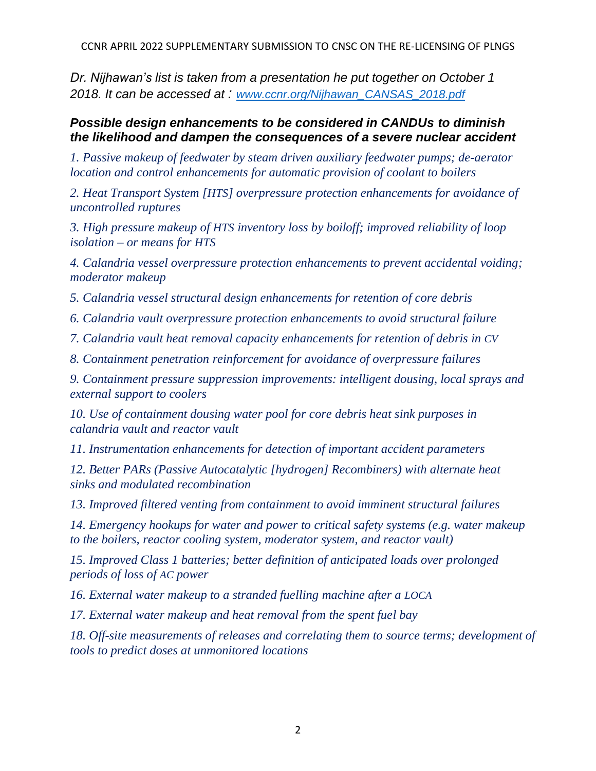*Dr. Nijhawan's list is taken from a presentation he put together on October 1 2018. It can be accessed at : [www.ccnr.org/Nijhawan_CANSAS_2018.pdf](www.ccnr.org/Nijhawan_CANSAS_2018.pdf)*

### ***Possible design enhancements to be considered in CANDUs to diminish the likelihood and dampen the consequences of a severe nuclear accident***

*1. Passive makeup of feedwater by steam driven auxiliary feedwater pumps; de-aerator location and control enhancements for automatic provision of coolant to boilers*

*2. Heat Transport System [HTS] overpressure protection enhancements for avoidance of uncontrolled ruptures*

*3. High pressure makeup of HTS inventory loss by boiloff; improved reliability of loop isolation – or means for HTS*

*4. Calandria vessel overpressure protection enhancements to prevent accidental voiding; moderator makeup*

*5. Calandria vessel structural design enhancements for retention of core debris*

*6. Calandria vault overpressure protection enhancements to avoid structural failure*

*7. Calandria vault heat removal capacity enhancements for retention of debris in CV*

*8. Containment penetration reinforcement for avoidance of overpressure failures*

*9. Containment pressure suppression improvements: intelligent dousing, local sprays and external support to coolers*

*10. Use of containment dousing water pool for core debris heat sink purposes in calandria vault and reactor vault*

*11. Instrumentation enhancements for detection of important accident parameters*

*12. Better PARs (Passive Autocatalytic [hydrogen] Recombiners) with alternate heat sinks and modulated recombination*

*13. Improved filtered venting from containment to avoid imminent structural failures*

*14. Emergency hookups for water and power to critical safety systems (e.g. water makeup to the boilers, reactor cooling system, moderator system, and reactor vault)*

*15. Improved Class 1 batteries; better definition of anticipated loads over prolonged periods of loss of AC power*

*16. External water makeup to a stranded fuelling machine after a LOCA*

*17. External water makeup and heat removal from the spent fuel bay*

*18. Off-site measurements of releases and correlating them to source terms; development of tools to predict doses at unmonitored locations*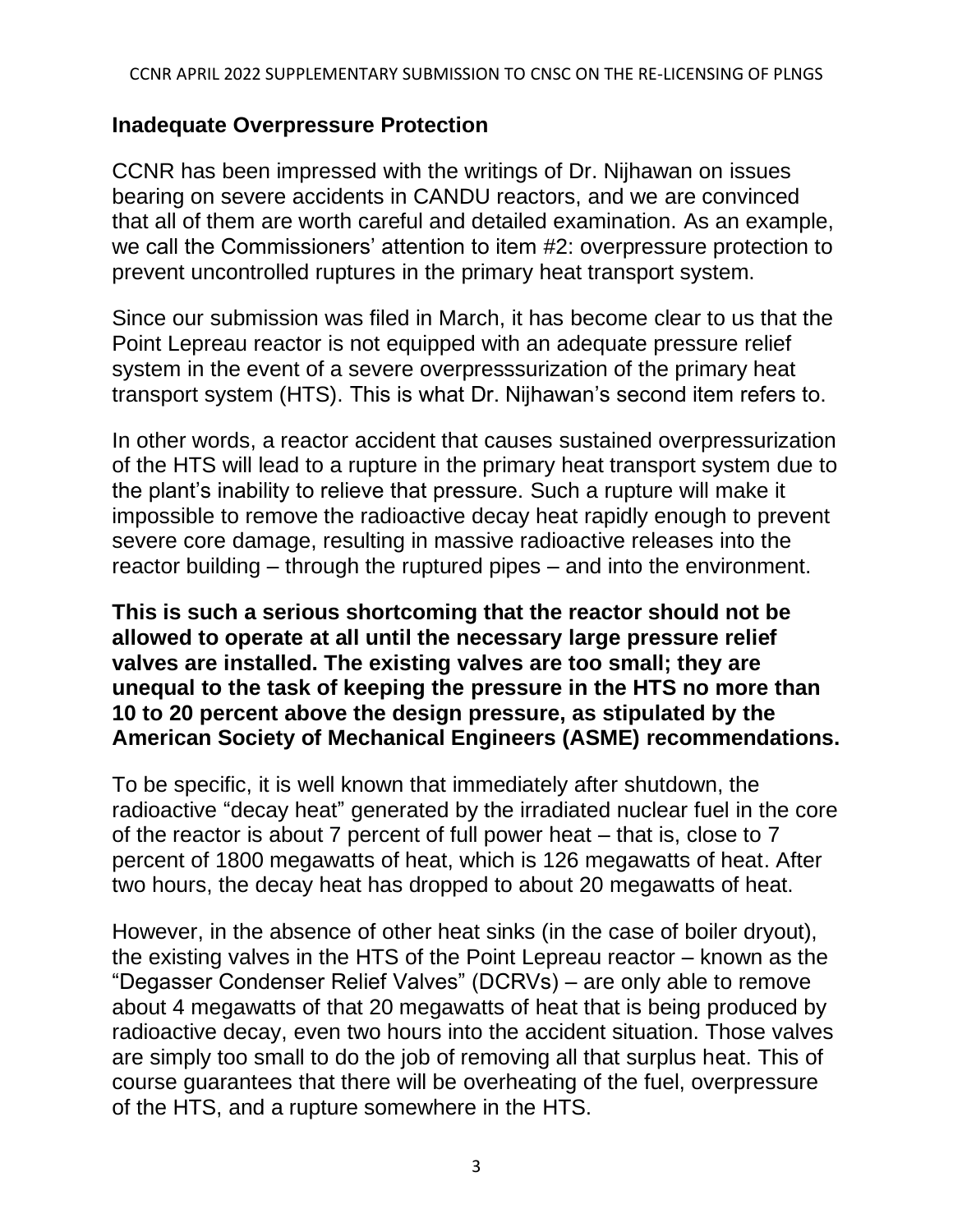## Inadequate Overpressure Protection

CCNR has been impressed with the writings of Dr. Nijhawan on issues bearing on severe accidents in CANDU reactors, and we are convinced that all of them are worth careful and detailed examination. As an example, we call the Commissioners' attention to item #2: overpressure protection to prevent uncontrolled ruptures in the primary heat transport system.

Since our submission was filed in March, it has become clear to us that the Point Lepreau reactor is not equipped with an adequate pressure relief system in the event of a severe overpresssurization of the primary heat transport system (HTS). This is what Dr. Nijhawan's second item refers to.

In other words, a reactor accident that causes sustained overpressurization of the HTS will lead to a rupture in the primary heat transport system due to the plant's inability to relieve that pressure. Such a rupture will make it impossible to remove the radioactive decay heat rapidly enough to prevent severe core damage, resulting in massive radioactive releases into the reactor building – through the ruptured pipes – and into the environment.

**This is such a serious shortcoming that the reactor should not be allowed to operate at all until the necessary large pressure relief valves are installed. The existing valves are too small; they are unequal to the task of keeping the pressure in the HTS no more than 10 to 20 percent above the design pressure, as stipulated by the American Society of Mechanical Engineers (ASME) recommendations.**

To be specific, it is well known that immediately after shutdown, the radioactive "decay heat" generated by the irradiated nuclear fuel in the core of the reactor is about 7 percent of full power heat – that is, close to 7 percent of 1800 megawatts of heat, which is 126 megawatts of heat. After two hours, the decay heat has dropped to about 20 megawatts of heat.

However, in the absence of other heat sinks (in the case of boiler dryout), the existing valves in the HTS of the Point Lepreau reactor – known as the "Degasser Condenser Relief Valves" (DCRVs) – are only able to remove about 4 megawatts of that 20 megawatts of heat that is being produced by radioactive decay, even two hours into the accident situation. Those valves are simply too small to do the job of removing all that surplus heat. This of course guarantees that there will be overheating of the fuel, overpressure of the HTS, and a rupture somewhere in the HTS.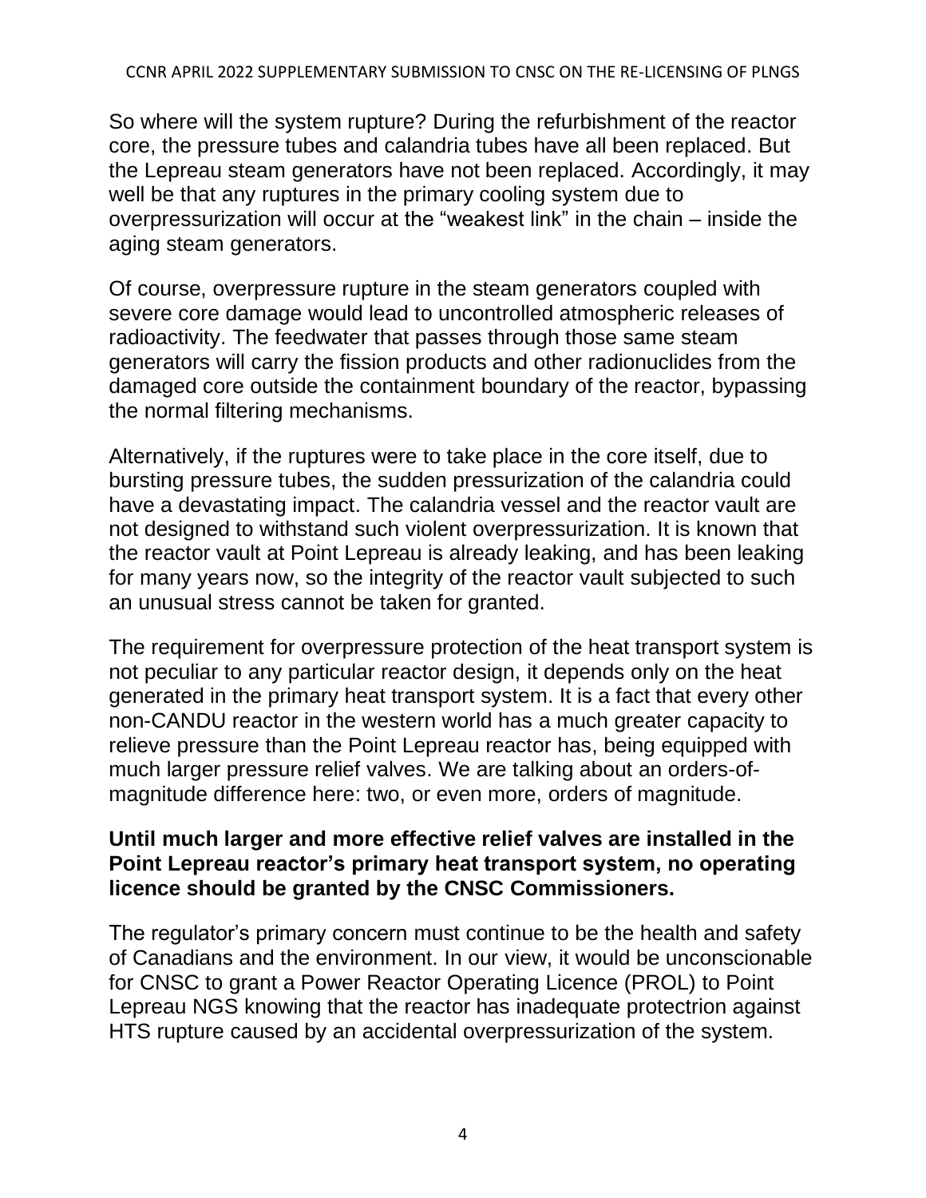So where will the system rupture? During the refurbishment of the reactor core, the pressure tubes and calandria tubes have all been replaced. But the Lepreau steam generators have not been replaced. Accordingly, it may well be that any ruptures in the primary cooling system due to overpressurization will occur at the “weakest link” in the chain – inside the aging steam generators.

Of course, overpressure rupture in the steam generators coupled with severe core damage would lead to uncontrolled atmospheric releases of radioactivity. The feedwater that passes through those same steam generators will carry the fission products and other radionuclides from the damaged core outside the containment boundary of the reactor, bypassing the normal filtering mechanisms.

Alternatively, if the ruptures were to take place in the core itself, due to bursting pressure tubes, the sudden pressurization of the calandria could have a devastating impact. The calandria vessel and the reactor vault are not designed to withstand such violent overpressurization. It is known that the reactor vault at Point Lepreau is already leaking, and has been leaking for many years now, so the integrity of the reactor vault subjected to such an unusual stress cannot be taken for granted.

The requirement for overpressure protection of the heat transport system is not peculiar to any particular reactor design, it depends only on the heat generated in the primary heat transport system. It is a fact that every other non-CANDU reactor in the western world has a much greater capacity to relieve pressure than the Point Lepreau reactor has, being equipped with much larger pressure relief valves. We are talking about an orders-of-magnitude difference here: two, or even more, orders of magnitude.

**Until much larger and more effective relief valves are installed in the Point Lepreau reactor’s primary heat transport system, no operating licence should be granted by the CNSC Commissioners.**

The regulator’s primary concern must continue to be the health and safety of Canadians and the environment. In our view, it would be unconscionable for CNSC to grant a Power Reactor Operating Licence (PROL) to Point Lepreau NGS knowing that the reactor has inadequate protectrion against HTS rupture caused by an accidental overpressurization of the system.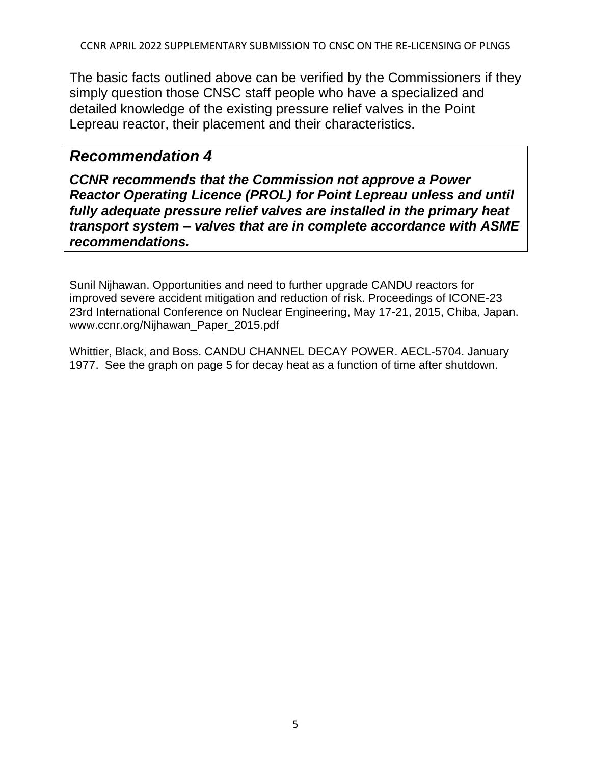The basic facts outlined above can be verified by the Commissioners if they simply question those CNSC staff people who have a specialized and detailed knowledge of the existing pressure relief valves in the Point Lepreau reactor, their placement and their characteristics.

## *Recommendation 4*

***CCNR recommends that the Commission not approve a Power Reactor Operating Licence (PROL) for Point Lepreau unless and until fully adequate pressure relief valves are installed in the primary heat transport system – valves that are in complete accordance with ASME recommendations.***

Sunil Nijhawan. Opportunities and need to further upgrade CANDU reactors for improved severe accident mitigation and reduction of risk. Proceedings of ICONE-23 23rd International Conference on Nuclear Engineering, May 17-21, 2015, Chiba, Japan. www.ccnr.org/Nijhawan_Paper_2015.pdf

Whittier, Black, and Boss. CANDU CHANNEL DECAY POWER. AECL-5704. January 1977. See the graph on page 5 for decay heat as a function of time after shutdown.